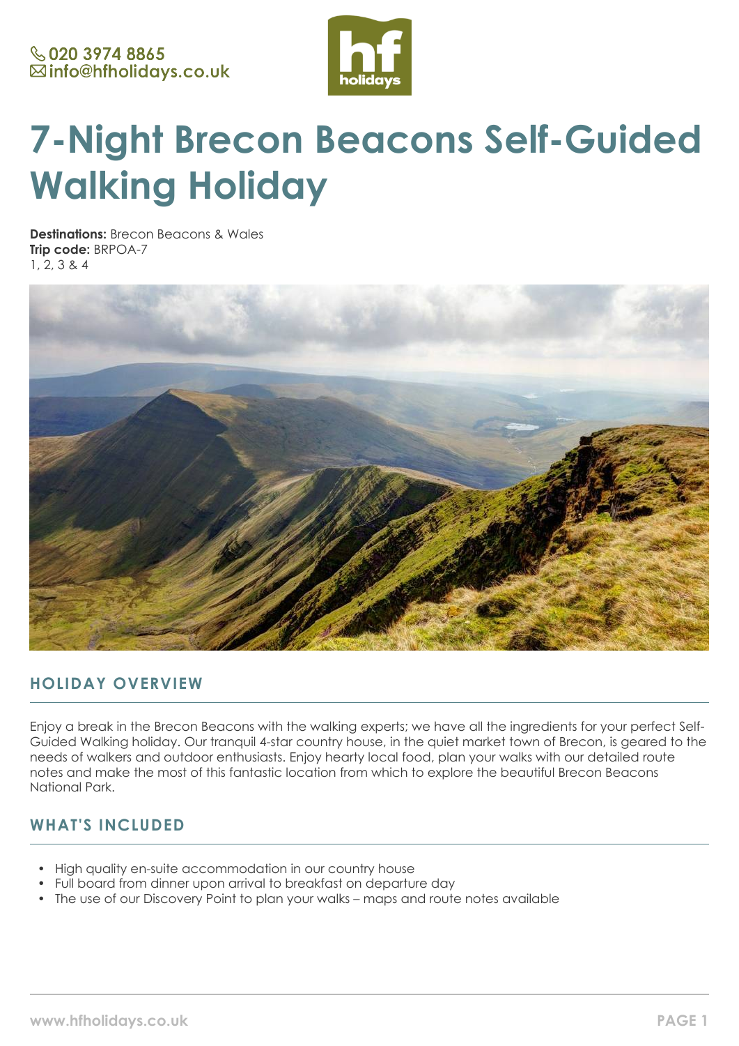020 3974 8865
info@hfholidays.co.uk

# 7-Night Brecon Beacons Self-Guided Walking Holiday

**Destinations:** Brecon Beacons & Wales
**Trip code:** BRPOA-7
1, 2, 3 & 4

## HOLIDAY OVERVIEW

Enjoy a break in the Brecon Beacons with the walking experts; we have all the ingredients for your perfect Self-Guided Walking holiday. Our tranquil 4-star country house, in the quiet market town of Brecon, is geared to the needs of walkers and outdoor enthusiasts. Enjoy hearty local food, plan your walks with our detailed route notes and make the most of this fantastic location from which to explore the beautiful Brecon Beacons National Park.

## WHAT'S INCLUDED

- High quality en-suite accommodation in our country house
- Full board from dinner upon arrival to breakfast on departure day
- The use of our Discovery Point to plan your walks – maps and route notes available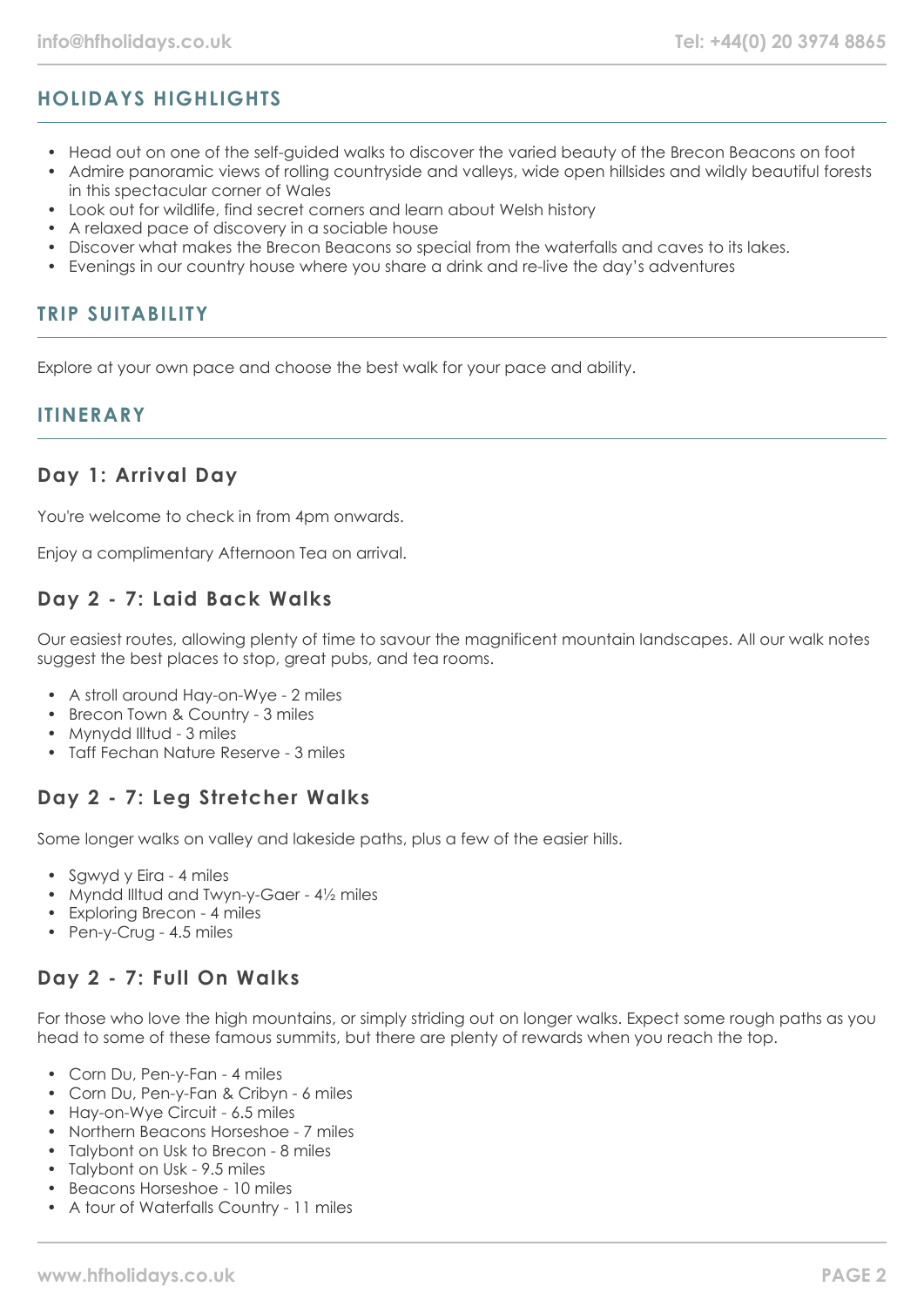## HOLIDAYS HIGHLIGHTS

- Head out on one of the self-guided walks to discover the varied beauty of the Brecon Beacons on foot
- Admire panoramic views of rolling countryside and valleys, wide open hillsides and wildly beautiful forests in this spectacular corner of Wales
- Look out for wildlife, find secret corners and learn about Welsh history
- A relaxed pace of discovery in a sociable house
- Discover what makes the Brecon Beacons so special from the waterfalls and caves to its lakes.
- Evenings in our country house where you share a drink and re-live the day's adventures

## TRIP SUITABILITY

Explore at your own pace and choose the best walk for your pace and ability.

## ITINERARY

### Day 1: Arrival Day

You're welcome to check in from 4pm onwards.

Enjoy a complimentary Afternoon Tea on arrival.

### Day 2 - 7: Laid Back Walks

Our easiest routes, allowing plenty of time to savour the magnificent mountain landscapes. All our walk notes suggest the best places to stop, great pubs, and tea rooms.

- A stroll around Hay-on-Wye - 2 miles
- Brecon Town & Country - 3 miles
- Mynydd Illtud - 3 miles
- Taff Fechan Nature Reserve - 3 miles

### Day 2 - 7: Leg Stretcher Walks

Some longer walks on valley and lakeside paths, plus a few of the easier hills.

- Sgwyd y Eira - 4 miles
- Myndd Illtud and Twyn-y-Gaer - 4½ miles
- Exploring Brecon - 4 miles
- Pen-y-Crug - 4.5 miles

### Day 2 - 7: Full On Walks

For those who love the high mountains, or simply striding out on longer walks. Expect some rough paths as you head to some of these famous summits, but there are plenty of rewards when you reach the top.

- Corn Du, Pen-y-Fan - 4 miles
- Corn Du, Pen-y-Fan & Cribyn - 6 miles
- Hay-on-Wye Circuit - 6.5 miles
- Northern Beacons Horseshoe - 7 miles
- Talybont on Usk to Brecon - 8 miles
- Talybont on Usk - 9.5 miles
- Beacons Horseshoe - 10 miles
- A tour of Waterfalls Country - 11 miles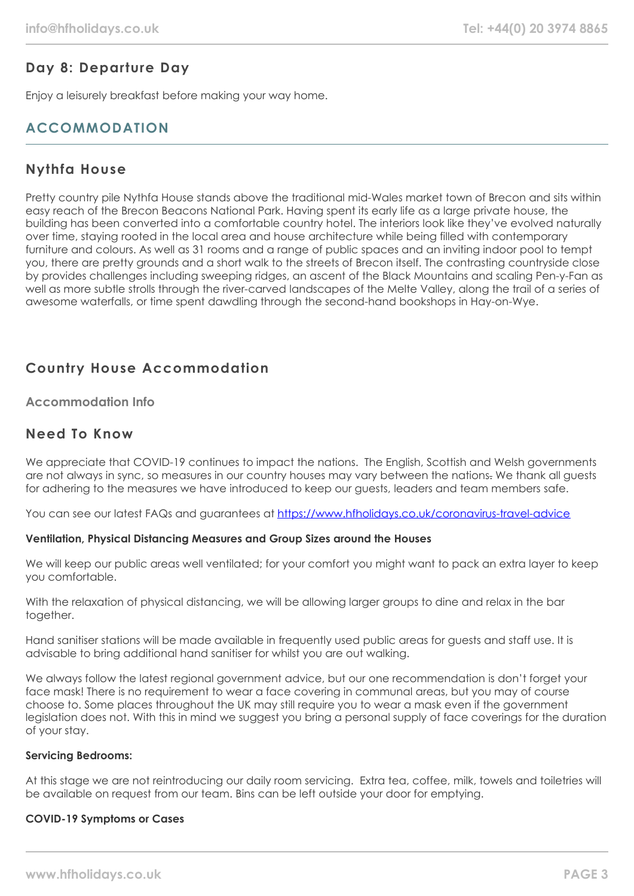## Day 8: Departure Day

Enjoy a leisurely breakfast before making your way home.

# ACCOMMODATION

## Nythfa House

Pretty country pile Nythfa House stands above the traditional mid-Wales market town of Brecon and sits within easy reach of the Brecon Beacons National Park. Having spent its early life as a large private house, the building has been converted into a comfortable country hotel. The interiors look like they've evolved naturally over time, staying rooted in the local area and house architecture while being filled with contemporary furniture and colours. As well as 31 rooms and a range of public spaces and an inviting indoor pool to tempt you, there are pretty grounds and a short walk to the streets of Brecon itself. The contrasting countryside close by provides challenges including sweeping ridges, an ascent of the Black Mountains and scaling Pen-y-Fan as well as more subtle strolls through the river-carved landscapes of the Melte Valley, along the trail of a series of awesome waterfalls, or time spent dawdling through the second-hand bookshops in Hay-on-Wye.

## Country House Accommodation

### Accommodation Info

## Need To Know

We appreciate that COVID-19 continues to impact the nations. The English, Scottish and Welsh governments are not always in sync, so measures in our country houses may vary between the nations. We thank all guests for adhering to the measures we have introduced to keep our guests, leaders and team members safe.

You can see our latest FAQs and guarantees at https://www.hfholidays.co.uk/coronavirus-travel-advice

**Ventilation, Physical Distancing Measures and Group Sizes around the Houses**

We will keep our public areas well ventilated; for your comfort you might want to pack an extra layer to keep you comfortable.

With the relaxation of physical distancing, we will be allowing larger groups to dine and relax in the bar together.

Hand sanitiser stations will be made available in frequently used public areas for guests and staff use. It is advisable to bring additional hand sanitiser for whilst you are out walking.

We always follow the latest regional government advice, but our one recommendation is don't forget your face mask! There is no requirement to wear a face covering in communal areas, but you may of course choose to. Some places throughout the UK may still require you to wear a mask even if the government legislation does not. With this in mind we suggest you bring a personal supply of face coverings for the duration of your stay.

**Servicing Bedrooms:**

At this stage we are not reintroducing our daily room servicing. Extra tea, coffee, milk, towels and toiletries will be available on request from our team. Bins can be left outside your door for emptying.

**COVID-19 Symptoms or Cases**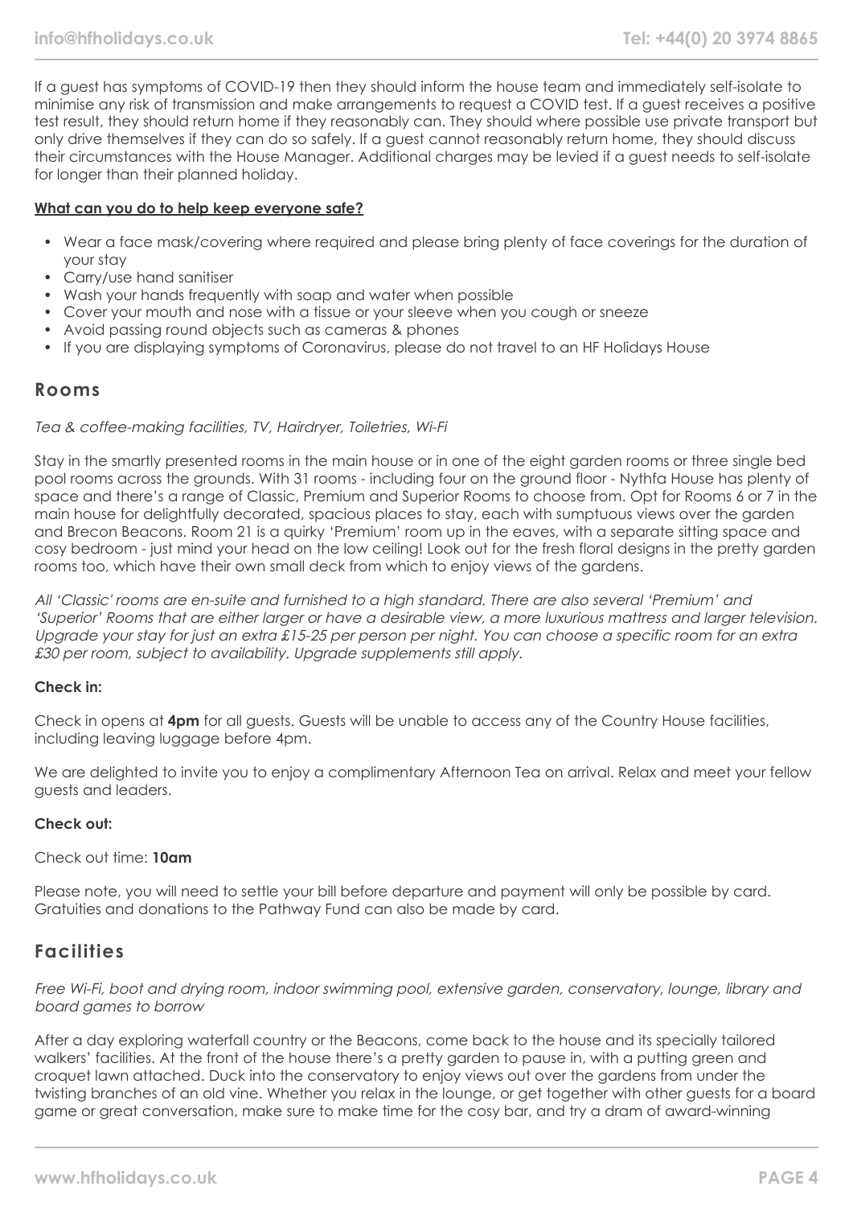If a guest has symptoms of COVID-19 then they should inform the house team and immediately self-isolate to minimise any risk of transmission and make arrangements to request a COVID test. If a guest receives a positive test result, they should return home if they reasonably can. They should where possible use private transport but only drive themselves if they can do so safely. If a guest cannot reasonably return home, they should discuss their circumstances with the House Manager. Additional charges may be levied if a guest needs to self-isolate for longer than their planned holiday.

**What can you do to help keep everyone safe?**

- Wear a face mask/covering where required and please bring plenty of face coverings for the duration of your stay
- Carry/use hand sanitiser
- Wash your hands frequently with soap and water when possible
- Cover your mouth and nose with a tissue or your sleeve when you cough or sneeze
- Avoid passing round objects such as cameras & phones
- If you are displaying symptoms of Coronavirus, please do not travel to an HF Holidays House

## Rooms

*Tea & coffee-making facilities, TV, Hairdryer, Toiletries, Wi-Fi*

Stay in the smartly presented rooms in the main house or in one of the eight garden rooms or three single bed pool rooms across the grounds. With 31 rooms - including four on the ground floor - Nythfa House has plenty of space and there's a range of Classic, Premium and Superior Rooms to choose from. Opt for Rooms 6 or 7 in the main house for delightfully decorated, spacious places to stay, each with sumptuous views over the garden and Brecon Beacons. Room 21 is a quirky 'Premium' room up in the eaves, with a separate sitting space and cosy bedroom - just mind your head on the low ceiling! Look out for the fresh floral designs in the pretty garden rooms too, which have their own small deck from which to enjoy views of the gardens.

*All 'Classic' rooms are en-suite and furnished to a high standard. There are also several 'Premium' and 'Superior' Rooms that are either larger or have a desirable view, a more luxurious mattress and larger television. Upgrade your stay for just an extra £15-25 per person per night. You can choose a specific room for an extra £30 per room, subject to availability. Upgrade supplements still apply.*

**Check in:**

Check in opens at **4pm** for all guests. Guests will be unable to access any of the Country House facilities, including leaving luggage before 4pm.

We are delighted to invite you to enjoy a complimentary Afternoon Tea on arrival. Relax and meet your fellow guests and leaders.

**Check out:**

Check out time: **10am**

Please note, you will need to settle your bill before departure and payment will only be possible by card. Gratuities and donations to the Pathway Fund can also be made by card.

## Facilities

*Free Wi-Fi, boot and drying room, indoor swimming pool, extensive garden, conservatory, lounge, library and board games to borrow*

After a day exploring waterfall country or the Beacons, come back to the house and its specially tailored walkers' facilities. At the front of the house there's a pretty garden to pause in, with a putting green and croquet lawn attached. Duck into the conservatory to enjoy views out over the gardens from under the twisting branches of an old vine. Whether you relax in the lounge, or get together with other guests for a board game or great conversation, make sure to make time for the cosy bar, and try a dram of award-winning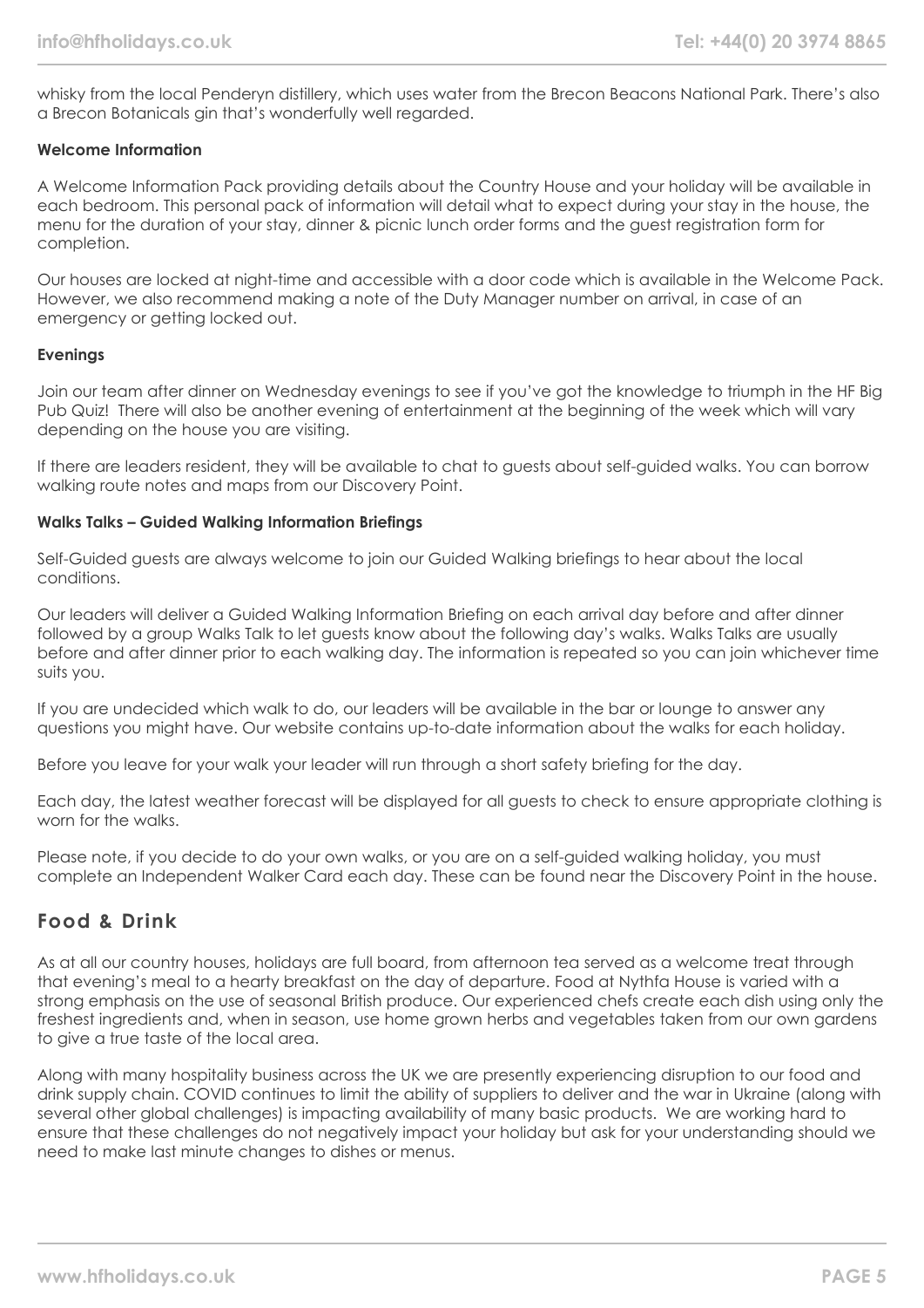whisky from the local Penderyn distillery, which uses water from the Brecon Beacons National Park. There's also a Brecon Botanicals gin that's wonderfully well regarded.

**Welcome Information**

A Welcome Information Pack providing details about the Country House and your holiday will be available in each bedroom. This personal pack of information will detail what to expect during your stay in the house, the menu for the duration of your stay, dinner & picnic lunch order forms and the guest registration form for completion.

Our houses are locked at night-time and accessible with a door code which is available in the Welcome Pack. However, we also recommend making a note of the Duty Manager number on arrival, in case of an emergency or getting locked out.

**Evenings**

Join our team after dinner on Wednesday evenings to see if you've got the knowledge to triumph in the HF Big Pub Quiz! There will also be another evening of entertainment at the beginning of the week which will vary depending on the house you are visiting.

If there are leaders resident, they will be available to chat to guests about self-guided walks. You can borrow walking route notes and maps from our Discovery Point.

**Walks Talks – Guided Walking Information Briefings**

Self-Guided guests are always welcome to join our Guided Walking briefings to hear about the local conditions.

Our leaders will deliver a Guided Walking Information Briefing on each arrival day before and after dinner followed by a group Walks Talk to let guests know about the following day's walks. Walks Talks are usually before and after dinner prior to each walking day. The information is repeated so you can join whichever time suits you.

If you are undecided which walk to do, our leaders will be available in the bar or lounge to answer any questions you might have. Our website contains up-to-date information about the walks for each holiday.

Before you leave for your walk your leader will run through a short safety briefing for the day.

Each day, the latest weather forecast will be displayed for all guests to check to ensure appropriate clothing is worn for the walks.

Please note, if you decide to do your own walks, or you are on a self-guided walking holiday, you must complete an Independent Walker Card each day. These can be found near the Discovery Point in the house.

## Food & Drink

As at all our country houses, holidays are full board, from afternoon tea served as a welcome treat through that evening's meal to a hearty breakfast on the day of departure. Food at Nythfa House is varied with a strong emphasis on the use of seasonal British produce. Our experienced chefs create each dish using only the freshest ingredients and, when in season, use home grown herbs and vegetables taken from our own gardens to give a true taste of the local area.

Along with many hospitality business across the UK we are presently experiencing disruption to our food and drink supply chain. COVID continues to limit the ability of suppliers to deliver and the war in Ukraine (along with several other global challenges) is impacting availability of many basic products. We are working hard to ensure that these challenges do not negatively impact your holiday but ask for your understanding should we need to make last minute changes to dishes or menus.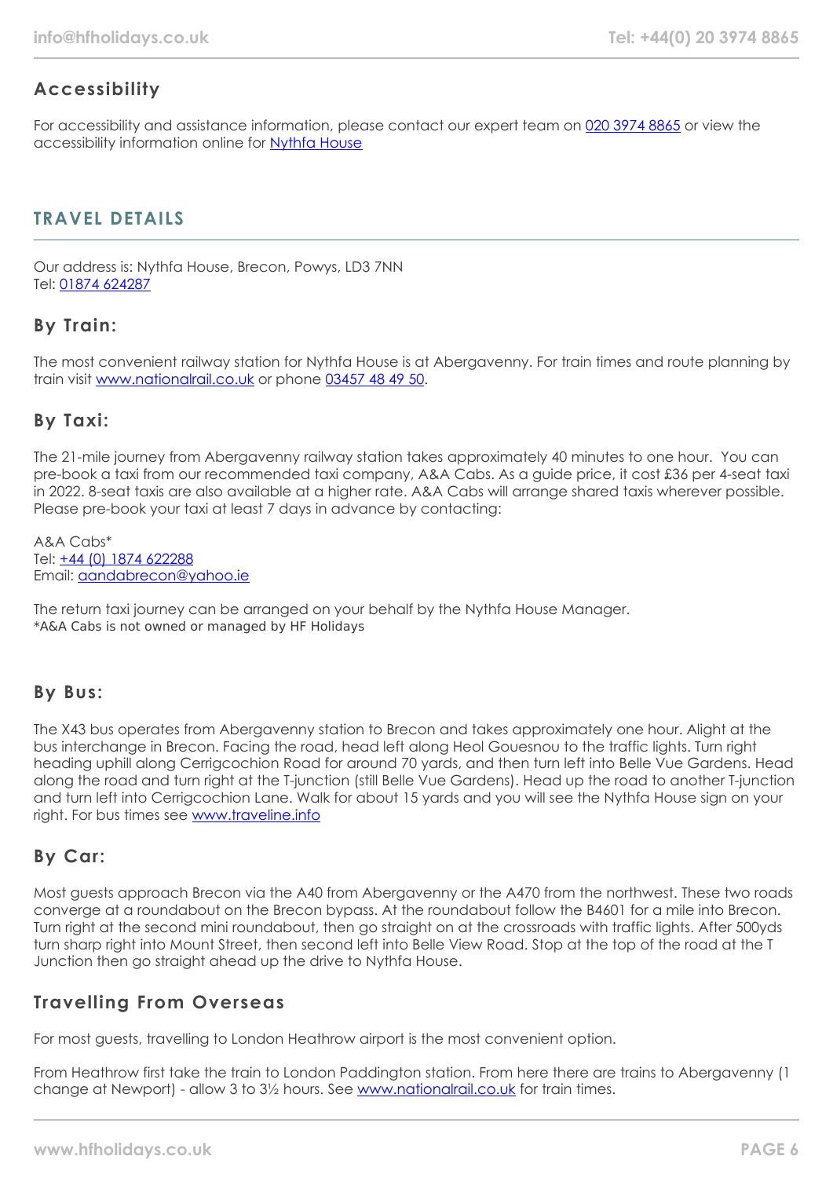## Accessibility

For accessibility and assistance information, please contact our expert team on [020 3974 8865](tel:02039748865) or view the accessibility information online for [Nythfa House](#)

## TRAVEL DETAILS

Our address is: Nythfa House, Brecon, Powys, LD3 7NN
Tel: [01874 624287](tel:01874624287)

### By Train:

The most convenient railway station for Nythfa House is at Abergavenny. For train times and route planning by train visit [www.nationalrail.co.uk](http://www.nationalrail.co.uk) or phone [03457 48 49 50](tel:03457484950).

### By Taxi:

The 21-mile journey from Abergavenny railway station takes approximately 40 minutes to one hour. You can pre-book a taxi from our recommended taxi company, A&A Cabs. As a guide price, it cost £36 per 4-seat taxi in 2022. 8-seat taxis are also available at a higher rate. A&A Cabs will arrange shared taxis wherever possible. Please pre-book your taxi at least 7 days in advance by contacting:

A&A Cabs*
Tel: [+44 (0) 1874 622288](tel:+441874622288)
Email: [aandabrecon@yahoo.ie](mailto:aandabrecon@yahoo.ie)

The return taxi journey can be arranged on your behalf by the Nythfa House Manager.
*A&A Cabs is not owned or managed by HF Holidays

### By Bus:

The X43 bus operates from Abergavenny station to Brecon and takes approximately one hour. Alight at the bus interchange in Brecon. Facing the road, head left along Heol Gouesnou to the traffic lights. Turn right heading uphill along Cerrigcochion Road for around 70 yards, and then turn left into Belle Vue Gardens. Head along the road and turn right at the T-junction (still Belle Vue Gardens). Head up the road to another T-junction and turn left into Cerrigcochion Lane. Walk for about 15 yards and you will see the Nythfa House sign on your right. For bus times see [www.traveline.info](http://www.traveline.info)

### By Car:

Most guests approach Brecon via the A40 from Abergavenny or the A470 from the northwest. These two roads converge at a roundabout on the Brecon bypass. At the roundabout follow the B4601 for a mile into Brecon. Turn right at the second mini roundabout, then go straight on at the crossroads with traffic lights. After 500yds turn sharp right into Mount Street, then second left into Belle View Road. Stop at the top of the road at the T Junction then go straight ahead up the drive to Nythfa House.

### Travelling From Overseas

For most guests, travelling to London Heathrow airport is the most convenient option.

From Heathrow first take the train to London Paddington station. From here there are trains to Abergavenny (1 change at Newport) - allow 3 to 3½ hours. See [www.nationalrail.co.uk](http://www.nationalrail.co.uk) for train times.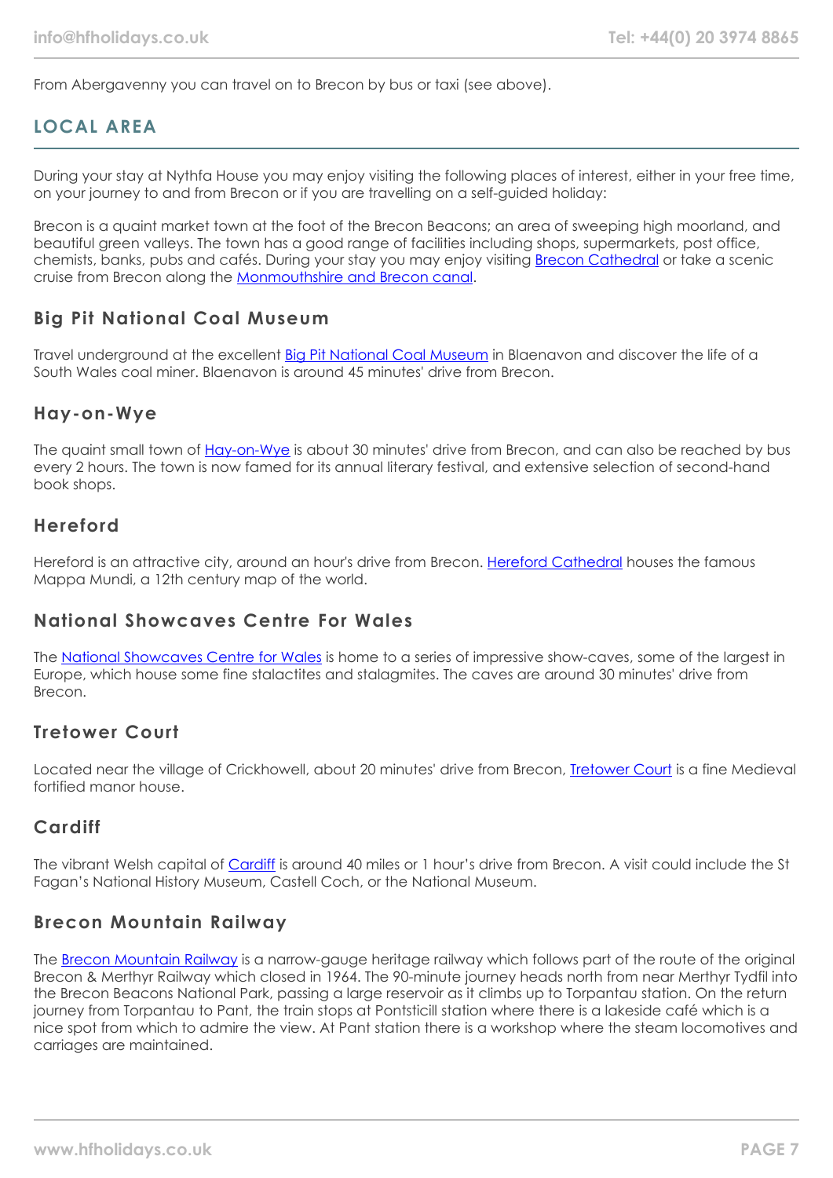From Abergavenny you can travel on to Brecon by bus or taxi (see above).

## LOCAL AREA

During your stay at Nythfa House you may enjoy visiting the following places of interest, either in your free time, on your journey to and from Brecon or if you are travelling on a self-guided holiday:

Brecon is a quaint market town at the foot of the Brecon Beacons; an area of sweeping high moorland, and beautiful green valleys. The town has a good range of facilities including shops, supermarkets, post office, chemists, banks, pubs and cafés. During your stay you may enjoy visiting Brecon Cathedral or take a scenic cruise from Brecon along the Monmouthshire and Brecon canal.

### Big Pit National Coal Museum

Travel underground at the excellent Big Pit National Coal Museum in Blaenavon and discover the life of a South Wales coal miner. Blaenavon is around 45 minutes' drive from Brecon.

### Hay-on-Wye

The quaint small town of Hay-on-Wye is about 30 minutes' drive from Brecon, and can also be reached by bus every 2 hours. The town is now famed for its annual literary festival, and extensive selection of second-hand book shops.

### Hereford

Hereford is an attractive city, around an hour's drive from Brecon. Hereford Cathedral houses the famous Mappa Mundi, a 12th century map of the world.

### National Showcaves Centre For Wales

The National Showcaves Centre for Wales is home to a series of impressive show-caves, some of the largest in Europe, which house some fine stalactites and stalagmites. The caves are around 30 minutes' drive from Brecon.

### Tretower Court

Located near the village of Crickhowell, about 20 minutes' drive from Brecon, Tretower Court is a fine Medieval fortified manor house.

### Cardiff

The vibrant Welsh capital of Cardiff is around 40 miles or 1 hour's drive from Brecon. A visit could include the St Fagan's National History Museum, Castell Coch, or the National Museum.

### Brecon Mountain Railway

The Brecon Mountain Railway is a narrow-gauge heritage railway which follows part of the route of the original Brecon & Merthyr Railway which closed in 1964. The 90-minute journey heads north from near Merthyr Tydfil into the Brecon Beacons National Park, passing a large reservoir as it climbs up to Torpantau station. On the return journey from Torpantau to Pant, the train stops at Pontsticill station where there is a lakeside café which is a nice spot from which to admire the view. At Pant station there is a workshop where the steam locomotives and carriages are maintained.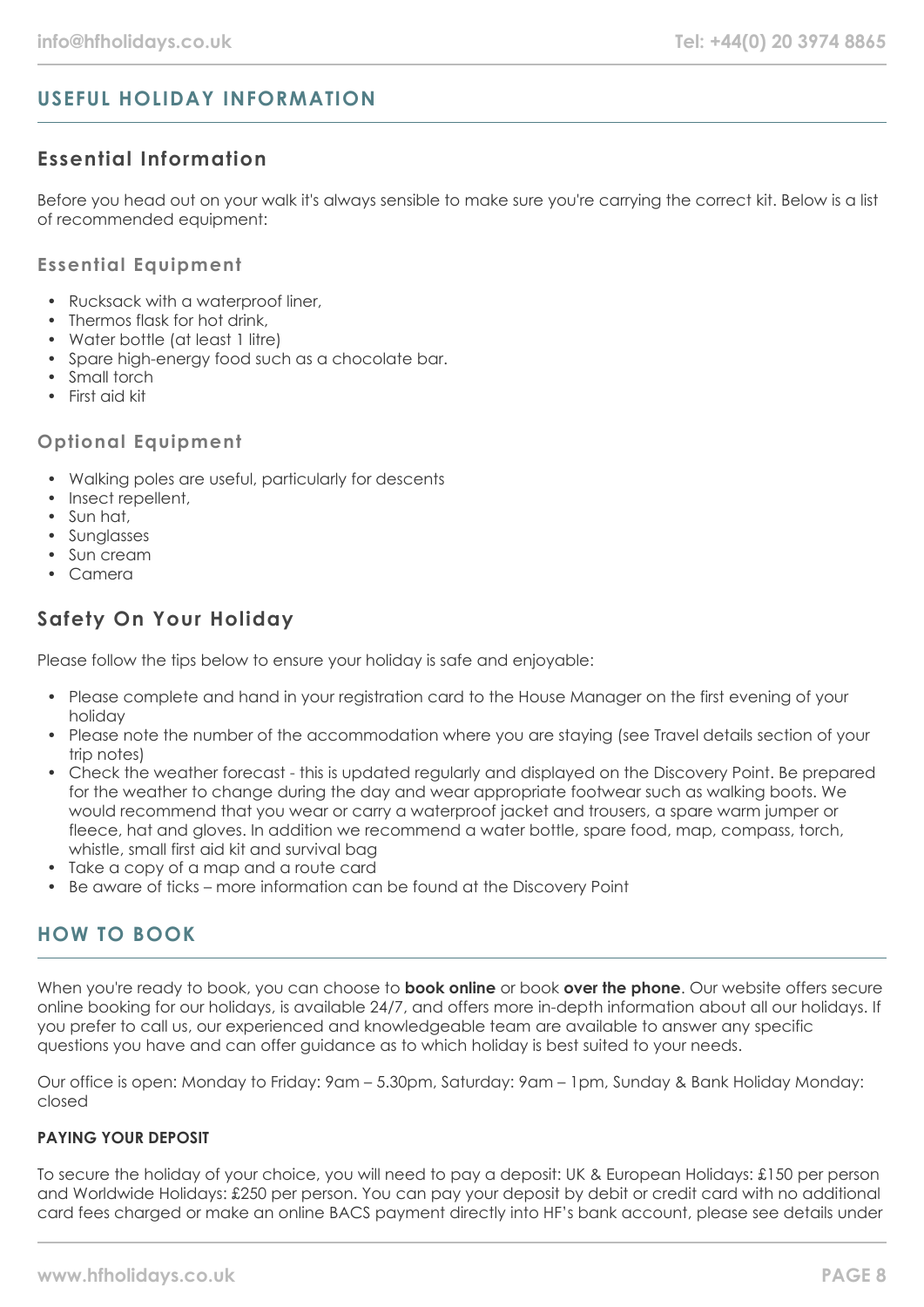## USEFUL HOLIDAY INFORMATION

### Essential Information

Before you head out on your walk it's always sensible to make sure you're carrying the correct kit. Below is a list of recommended equipment:

#### Essential Equipment

- Rucksack with a waterproof liner,
- Thermos flask for hot drink,
- Water bottle (at least 1 litre)
- Spare high-energy food such as a chocolate bar.
- Small torch
- First aid kit

#### Optional Equipment

- Walking poles are useful, particularly for descents
- Insect repellent,
- Sun hat,
- Sunglasses
- Sun cream
- Camera

### Safety On Your Holiday

Please follow the tips below to ensure your holiday is safe and enjoyable:

- Please complete and hand in your registration card to the House Manager on the first evening of your holiday
- Please note the number of the accommodation where you are staying (see Travel details section of your trip notes)
- Check the weather forecast - this is updated regularly and displayed on the Discovery Point. Be prepared for the weather to change during the day and wear appropriate footwear such as walking boots. We would recommend that you wear or carry a waterproof jacket and trousers, a spare warm jumper or fleece, hat and gloves. In addition we recommend a water bottle, spare food, map, compass, torch, whistle, small first aid kit and survival bag
- Take a copy of a map and a route card
- Be aware of ticks – more information can be found at the Discovery Point

## HOW TO BOOK

When you're ready to book, you can choose to **book online** or book **over the phone**. Our website offers secure online booking for our holidays, is available 24/7, and offers more in-depth information about all our holidays. If you prefer to call us, our experienced and knowledgeable team are available to answer any specific questions you have and can offer guidance as to which holiday is best suited to your needs.

Our office is open: Monday to Friday: 9am – 5.30pm, Saturday: 9am – 1pm, Sunday & Bank Holiday Monday: closed

**PAYING YOUR DEPOSIT**

To secure the holiday of your choice, you will need to pay a deposit: UK & European Holidays: £150 per person and Worldwide Holidays: £250 per person. You can pay your deposit by debit or credit card with no additional card fees charged or make an online BACS payment directly into HF's bank account, please see details under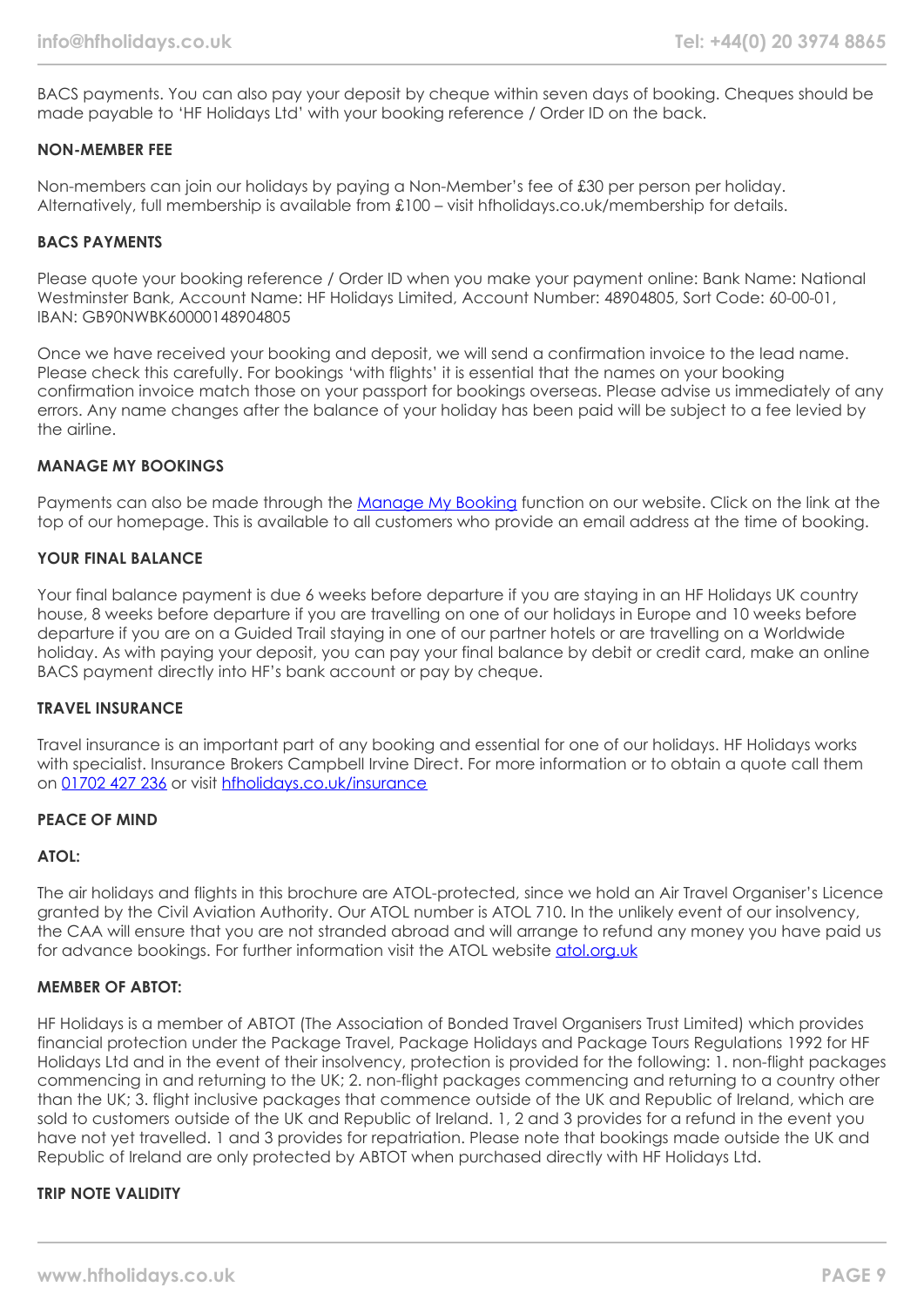BACS payments. You can also pay your deposit by cheque within seven days of booking. Cheques should be made payable to 'HF Holidays Ltd' with your booking reference / Order ID on the back.

**NON-MEMBER FEE**

Non-members can join our holidays by paying a Non-Member's fee of £30 per person per holiday. Alternatively, full membership is available from £100 – visit hfholidays.co.uk/membership for details.

**BACS PAYMENTS**

Please quote your booking reference / Order ID when you make your payment online: Bank Name: National Westminster Bank, Account Name: HF Holidays Limited, Account Number: 48904805, Sort Code: 60-00-01, IBAN: GB90NWBK60000148904805

Once we have received your booking and deposit, we will send a confirmation invoice to the lead name. Please check this carefully. For bookings 'with flights' it is essential that the names on your booking confirmation invoice match those on your passport for bookings overseas. Please advise us immediately of any errors. Any name changes after the balance of your holiday has been paid will be subject to a fee levied by the airline.

**MANAGE MY BOOKINGS**

Payments can also be made through the [Manage My Booking] function on our website. Click on the link at the top of our homepage. This is available to all customers who provide an email address at the time of booking.

**YOUR FINAL BALANCE**

Your final balance payment is due 6 weeks before departure if you are staying in an HF Holidays UK country house, 8 weeks before departure if you are travelling on one of our holidays in Europe and 10 weeks before departure if you are on a Guided Trail staying in one of our partner hotels or are travelling on a Worldwide holiday. As with paying your deposit, you can pay your final balance by debit or credit card, make an online BACS payment directly into HF's bank account or pay by cheque.

**TRAVEL INSURANCE**

Travel insurance is an important part of any booking and essential for one of our holidays. HF Holidays works with specialist. Insurance Brokers Campbell Irvine Direct. For more information or to obtain a quote call them on 01702 427 236 or visit hfholidays.co.uk/insurance

**PEACE OF MIND**

**ATOL:**

The air holidays and flights in this brochure are ATOL-protected, since we hold an Air Travel Organiser's Licence granted by the Civil Aviation Authority. Our ATOL number is ATOL 710. In the unlikely event of our insolvency, the CAA will ensure that you are not stranded abroad and will arrange to refund any money you have paid us for advance bookings. For further information visit the ATOL website atol.org.uk

**MEMBER OF ABTOT:**

HF Holidays is a member of ABTOT (The Association of Bonded Travel Organisers Trust Limited) which provides financial protection under the Package Travel, Package Holidays and Package Tours Regulations 1992 for HF Holidays Ltd and in the event of their insolvency, protection is provided for the following: 1. non-flight packages commencing in and returning to the UK; 2. non-flight packages commencing and returning to a country other than the UK; 3. flight inclusive packages that commence outside of the UK and Republic of Ireland, which are sold to customers outside of the UK and Republic of Ireland. 1, 2 and 3 provides for a refund in the event you have not yet travelled. 1 and 3 provides for repatriation. Please note that bookings made outside the UK and Republic of Ireland are only protected by ABTOT when purchased directly with HF Holidays Ltd.

**TRIP NOTE VALIDITY**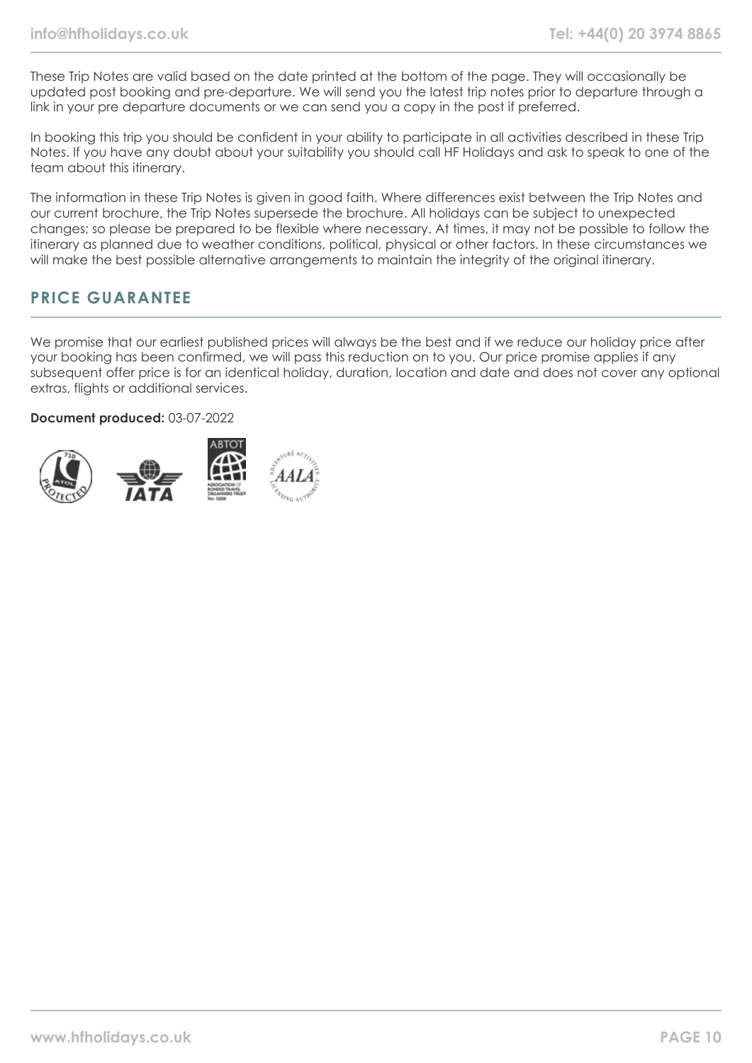These Trip Notes are valid based on the date printed at the bottom of the page. They will occasionally be updated post booking and pre-departure. We will send you the latest trip notes prior to departure through a link in your pre departure documents or we can send you a copy in the post if preferred.

In booking this trip you should be confident in your ability to participate in all activities described in these Trip Notes. If you have any doubt about your suitability you should call HF Holidays and ask to speak to one of the team about this itinerary.

The information in these Trip Notes is given in good faith. Where differences exist between the Trip Notes and our current brochure, the Trip Notes supersede the brochure. All holidays can be subject to unexpected changes; so please be prepared to be flexible where necessary. At times, it may not be possible to follow the itinerary as planned due to weather conditions, political, physical or other factors. In these circumstances we will make the best possible alternative arrangements to maintain the integrity of the original itinerary.

## PRICE GUARANTEE

We promise that our earliest published prices will always be the best and if we reduce our holiday price after your booking has been confirmed, we will pass this reduction on to you. Our price promise applies if any subsequent offer price is for an identical holiday, duration, location and date and does not cover any optional extras, flights or additional services.

**Document produced:** 03-07-2022